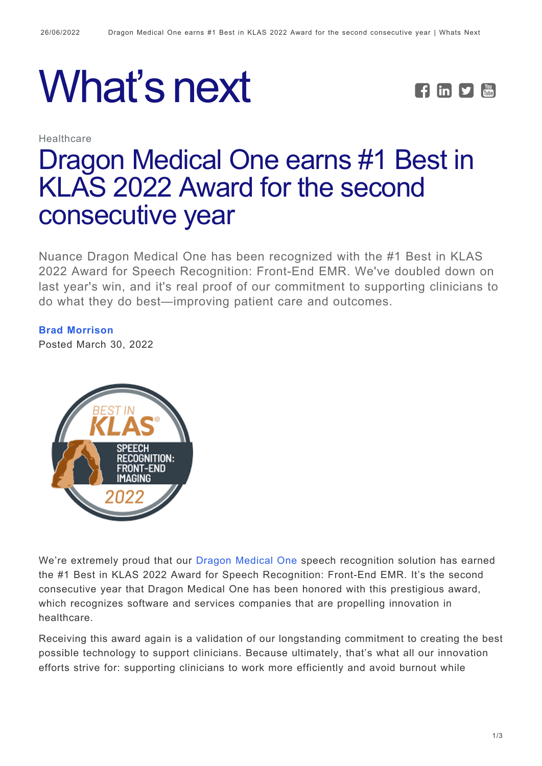# What's next

Healthcare

# Dragon Medical One earns #1 Best in KLAS 2022 Award for the second consecutive year

Nuance Dragon Medical One has been recognized with the #1 Best in KLAS 2022 Award for Speech Recognition: Front-End EMR. We've doubled down on last year's win, and it's real proof of our commitment to supporting clinicians to do what they do best—improving patient care and outcomes.

**Brad Morrison**
Posted March 30, 2022

We're extremely proud that our Dragon Medical One speech recognition solution has earned the #1 Best in KLAS 2022 Award for Speech Recognition: Front-End EMR. It's the second consecutive year that Dragon Medical One has been honored with this prestigious award, which recognizes software and services companies that are propelling innovation in healthcare.

Receiving this award again is a validation of our longstanding commitment to creating the best possible technology to support clinicians. Because ultimately, that's what all our innovation efforts strive for: supporting clinicians to work more efficiently and avoid burnout while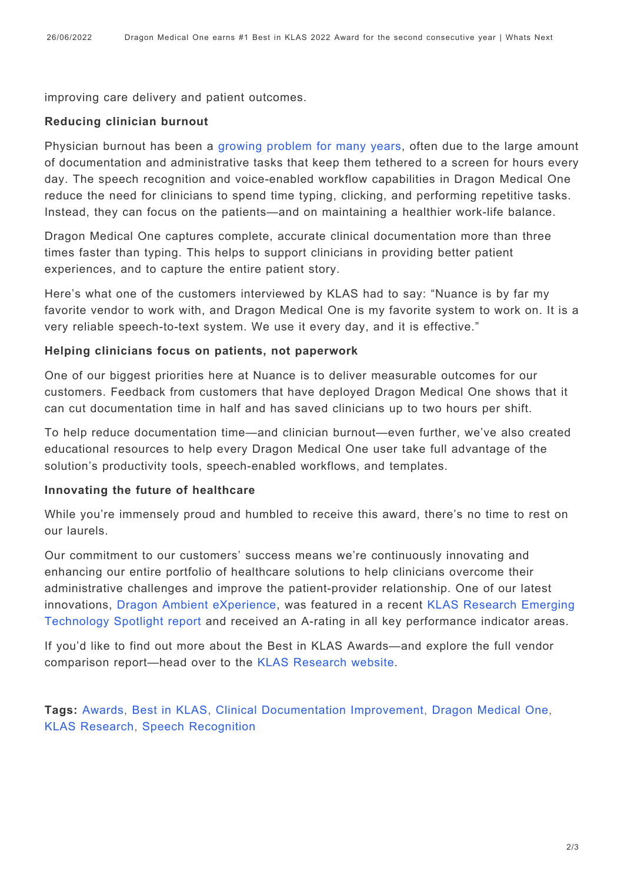improving care delivery and patient outcomes.

**Reducing clinician burnout**

Physician burnout has been a growing problem for many years, often due to the large amount of documentation and administrative tasks that keep them tethered to a screen for hours every day. The speech recognition and voice-enabled workflow capabilities in Dragon Medical One reduce the need for clinicians to spend time typing, clicking, and performing repetitive tasks. Instead, they can focus on the patients—and on maintaining a healthier work-life balance.

Dragon Medical One captures complete, accurate clinical documentation more than three times faster than typing. This helps to support clinicians in providing better patient experiences, and to capture the entire patient story.

Here's what one of the customers interviewed by KLAS had to say: "Nuance is by far my favorite vendor to work with, and Dragon Medical One is my favorite system to work on. It is a very reliable speech-to-text system. We use it every day, and it is effective."

**Helping clinicians focus on patients, not paperwork**

One of our biggest priorities here at Nuance is to deliver measurable outcomes for our customers. Feedback from customers that have deployed Dragon Medical One shows that it can cut documentation time in half and has saved clinicians up to two hours per shift.

To help reduce documentation time—and clinician burnout—even further, we've also created educational resources to help every Dragon Medical One user take full advantage of the solution's productivity tools, speech-enabled workflows, and templates.

**Innovating the future of healthcare**

While you're immensely proud and humbled to receive this award, there's no time to rest on our laurels.

Our commitment to our customers' success means we're continuously innovating and enhancing our entire portfolio of healthcare solutions to help clinicians overcome their administrative challenges and improve the patient-provider relationship. One of our latest innovations, Dragon Ambient eXperience, was featured in a recent KLAS Research Emerging Technology Spotlight report and received an A-rating in all key performance indicator areas.

If you'd like to find out more about the Best in KLAS Awards—and explore the full vendor comparison report—head over to the KLAS Research website.

**Tags:** Awards, Best in KLAS, Clinical Documentation Improvement, Dragon Medical One, KLAS Research, Speech Recognition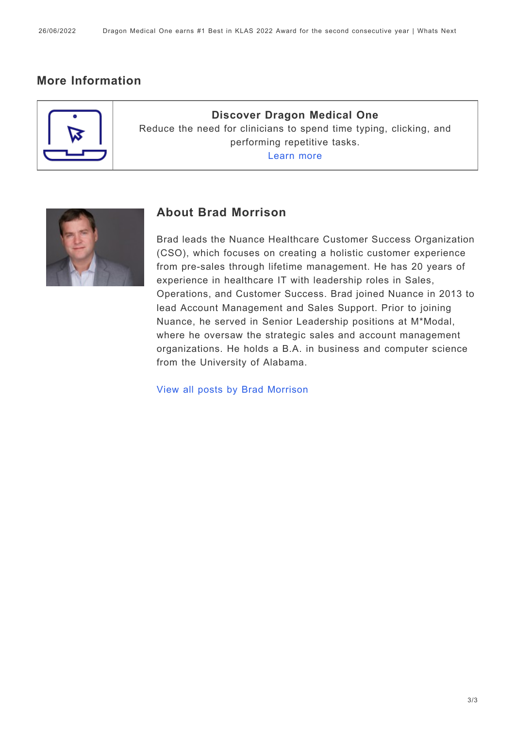## More Information

**Discover Dragon Medical One**

Reduce the need for clinicians to spend time typing, clicking, and performing repetitive tasks.

Learn more

## About Brad Morrison

Brad leads the Nuance Healthcare Customer Success Organization (CSO), which focuses on creating a holistic customer experience from pre-sales through lifetime management. He has 20 years of experience in healthcare IT with leadership roles in Sales, Operations, and Customer Success. Brad joined Nuance in 2013 to lead Account Management and Sales Support. Prior to joining Nuance, he served in Senior Leadership positions at M*Modal, where he oversaw the strategic sales and account management organizations. He holds a B.A. in business and computer science from the University of Alabama.

View all posts by Brad Morrison